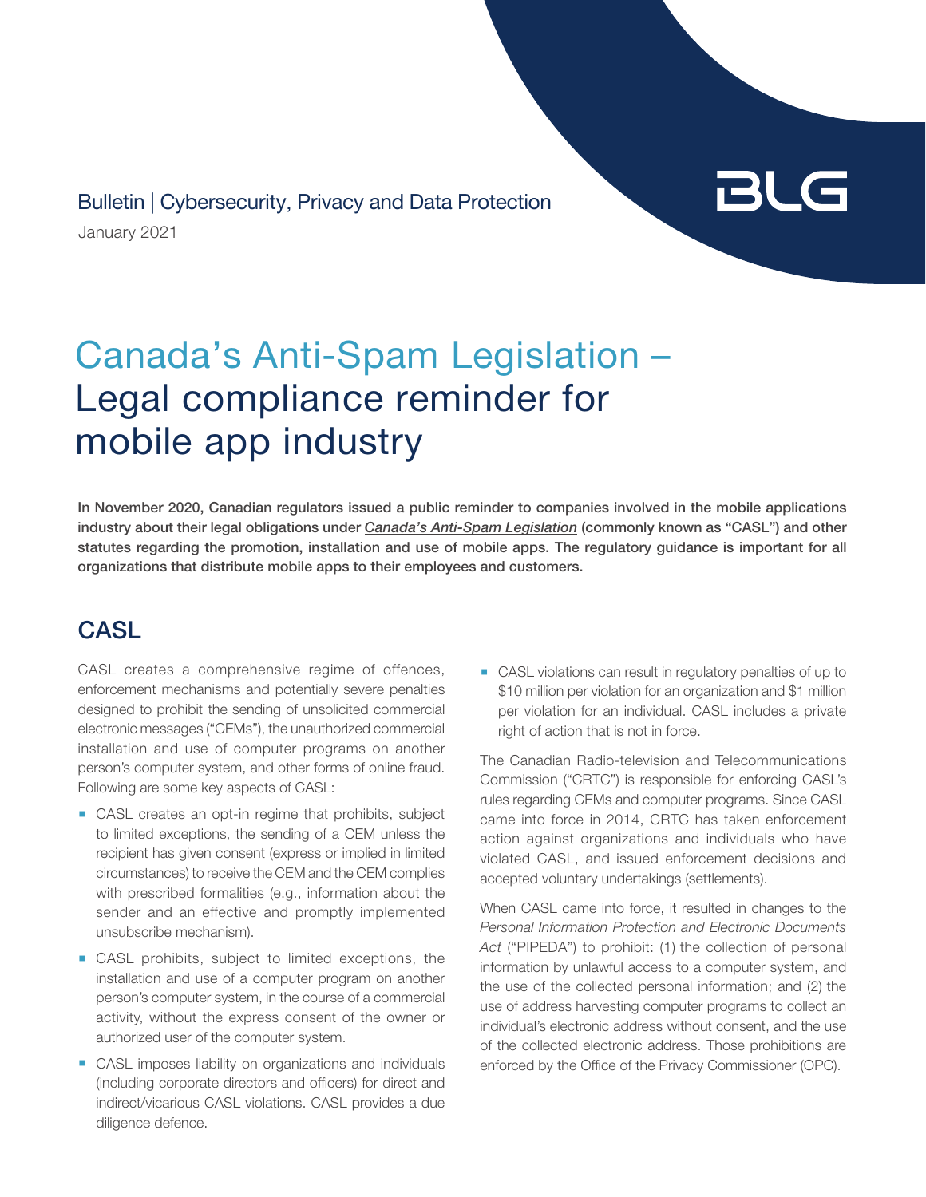Bulletin | Cybersecurity, Privacy and Data Protection

January 2021

# Canada's Anti-Spam Legislation – Legal compliance reminder for mobile app industry

**In November 2020, Canadian regulators issued a public reminder to companies involved in the mobile applications industry about their legal obligations under *Canada's Anti-Spam Legislation* (commonly known as "CASL") and other statutes regarding the promotion, installation and use of mobile apps. The regulatory guidance is important for all organizations that distribute mobile apps to their employees and customers.**

## CASL

CASL creates a comprehensive regime of offences, enforcement mechanisms and potentially severe penalties designed to prohibit the sending of unsolicited commercial electronic messages ("CEMs"), the unauthorized commercial installation and use of computer programs on another person's computer system, and other forms of online fraud. Following are some key aspects of CASL:

- CASL creates an opt-in regime that prohibits, subject to limited exceptions, the sending of a CEM unless the recipient has given consent (express or implied in limited circumstances) to receive the CEM and the CEM complies with prescribed formalities (e.g., information about the sender and an effective and promptly implemented unsubscribe mechanism).
- CASL prohibits, subject to limited exceptions, the installation and use of a computer program on another person's computer system, in the course of a commercial activity, without the express consent of the owner or authorized user of the computer system.
- CASL imposes liability on organizations and individuals (including corporate directors and officers) for direct and indirect/vicarious CASL violations. CASL provides a due diligence defence.
- CASL violations can result in regulatory penalties of up to $10 million per violation for an organization and $1 million per violation for an individual. CASL includes a private right of action that is not in force.

The Canadian Radio-television and Telecommunications Commission ("CRTC") is responsible for enforcing CASL's rules regarding CEMs and computer programs. Since CASL came into force in 2014, CRTC has taken enforcement action against organizations and individuals who have violated CASL, and issued enforcement decisions and accepted voluntary undertakings (settlements).

When CASL came into force, it resulted in changes to the *Personal Information Protection and Electronic Documents Act* ("PIPEDA") to prohibit: (1) the collection of personal information by unlawful access to a computer system, and the use of the collected personal information; and (2) the use of address harvesting computer programs to collect an individual's electronic address without consent, and the use of the collected electronic address. Those prohibitions are enforced by the Office of the Privacy Commissioner (OPC).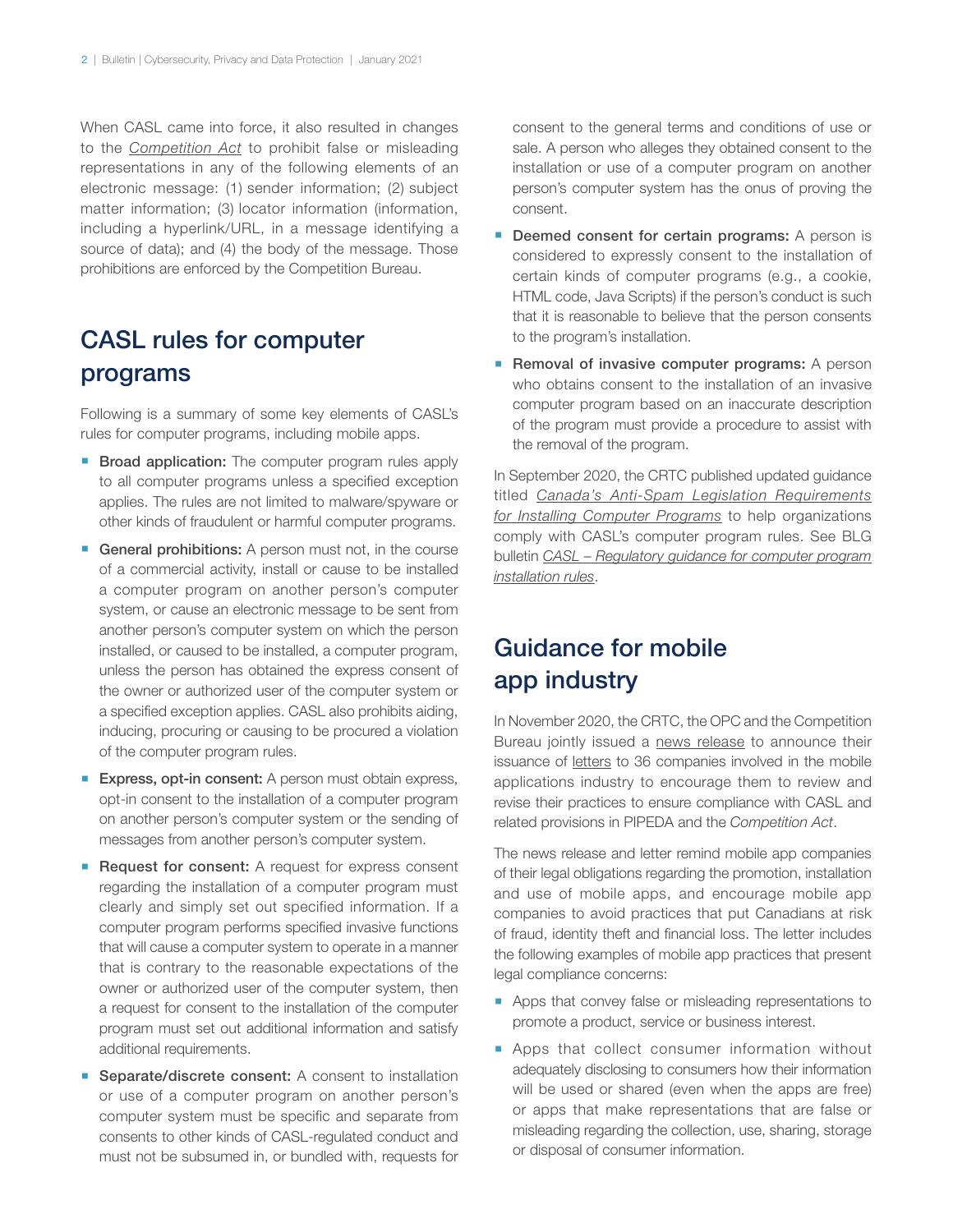When CASL came into force, it also resulted in changes to the *Competition Act* to prohibit false or misleading representations in any of the following elements of an electronic message: (1) sender information; (2) subject matter information; (3) locator information (information, including a hyperlink/URL, in a message identifying a source of data); and (4) the body of the message. Those prohibitions are enforced by the Competition Bureau.

## CASL rules for computer programs

Following is a summary of some key elements of CASL's rules for computer programs, including mobile apps.

- **Broad application:** The computer program rules apply to all computer programs unless a specified exception applies. The rules are not limited to malware/spyware or other kinds of fraudulent or harmful computer programs.
- **General prohibitions:** A person must not, in the course of a commercial activity, install or cause to be installed a computer program on another person's computer system, or cause an electronic message to be sent from another person's computer system on which the person installed, or caused to be installed, a computer program, unless the person has obtained the express consent of the owner or authorized user of the computer system or a specified exception applies. CASL also prohibits aiding, inducing, procuring or causing to be procured a violation of the computer program rules.
- **Express, opt-in consent:** A person must obtain express, opt-in consent to the installation of a computer program on another person's computer system or the sending of messages from another person's computer system.
- **Request for consent:** A request for express consent regarding the installation of a computer program must clearly and simply set out specified information. If a computer program performs specified invasive functions that will cause a computer system to operate in a manner that is contrary to the reasonable expectations of the owner or authorized user of the computer system, then a request for consent to the installation of the computer program must set out additional information and satisfy additional requirements.
- **Separate/discrete consent:** A consent to installation or use of a computer program on another person's computer system must be specific and separate from consents to other kinds of CASL-regulated conduct and must not be subsumed in, or bundled with, requests for consent to the general terms and conditions of use or sale. A person who alleges they obtained consent to the installation or use of a computer program on another person's computer system has the onus of proving the consent.
- **Deemed consent for certain programs:** A person is considered to expressly consent to the installation of certain kinds of computer programs (e.g., a cookie, HTML code, Java Scripts) if the person's conduct is such that it is reasonable to believe that the person consents to the program's installation.
- **Removal of invasive computer programs:** A person who obtains consent to the installation of an invasive computer program based on an inaccurate description of the program must provide a procedure to assist with the removal of the program.

In September 2020, the CRTC published updated guidance titled *Canada's Anti-Spam Legislation Requirements for Installing Computer Programs* to help organizations comply with CASL's computer program rules. See BLG bulletin *CASL – Regulatory guidance for computer program installation rules*.

## Guidance for mobile app industry

In November 2020, the CRTC, the OPC and the Competition Bureau jointly issued a news release to announce their issuance of letters to 36 companies involved in the mobile applications industry to encourage them to review and revise their practices to ensure compliance with CASL and related provisions in PIPEDA and the *Competition Act*.

The news release and letter remind mobile app companies of their legal obligations regarding the promotion, installation and use of mobile apps, and encourage mobile app companies to avoid practices that put Canadians at risk of fraud, identity theft and financial loss. The letter includes the following examples of mobile app practices that present legal compliance concerns:

- Apps that convey false or misleading representations to promote a product, service or business interest.
- Apps that collect consumer information without adequately disclosing to consumers how their information will be used or shared (even when the apps are free) or apps that make representations that are false or misleading regarding the collection, use, sharing, storage or disposal of consumer information.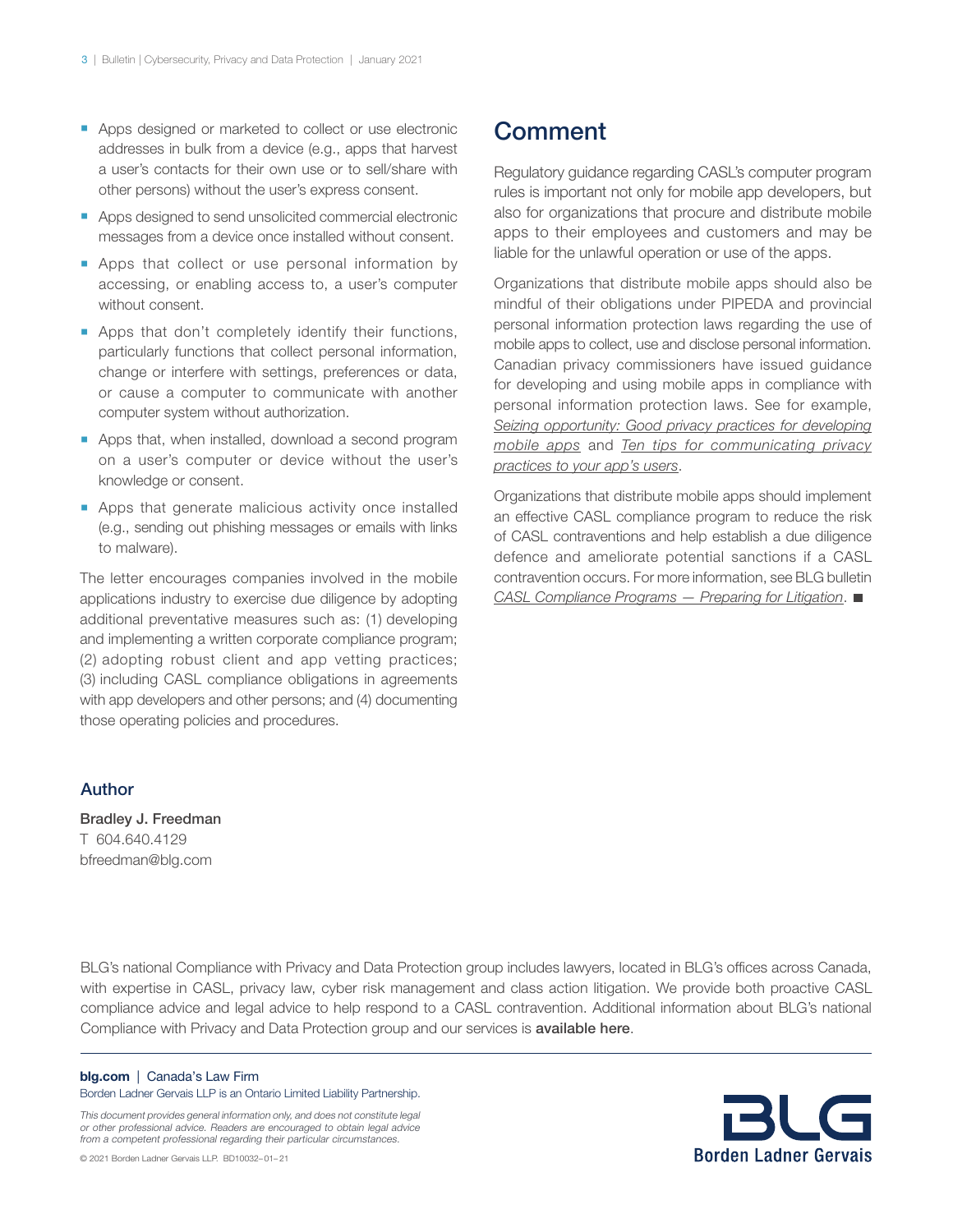- Apps designed or marketed to collect or use electronic addresses in bulk from a device (e.g., apps that harvest a user's contacts for their own use or to sell/share with other persons) without the user's express consent.
- Apps designed to send unsolicited commercial electronic messages from a device once installed without consent.
- Apps that collect or use personal information by accessing, or enabling access to, a user's computer without consent.
- Apps that don't completely identify their functions, particularly functions that collect personal information, change or interfere with settings, preferences or data, or cause a computer to communicate with another computer system without authorization.
- Apps that, when installed, download a second program on a user's computer or device without the user's knowledge or consent.
- Apps that generate malicious activity once installed (e.g., sending out phishing messages or emails with links to malware).

The letter encourages companies involved in the mobile applications industry to exercise due diligence by adopting additional preventative measures such as: (1) developing and implementing a written corporate compliance program; (2) adopting robust client and app vetting practices; (3) including CASL compliance obligations in agreements with app developers and other persons; and (4) documenting those operating policies and procedures.

## Comment

Regulatory guidance regarding CASL's computer program rules is important not only for mobile app developers, but also for organizations that procure and distribute mobile apps to their employees and customers and may be liable for the unlawful operation or use of the apps.

Organizations that distribute mobile apps should also be mindful of their obligations under PIPEDA and provincial personal information protection laws regarding the use of mobile apps to collect, use and disclose personal information. Canadian privacy commissioners have issued guidance for developing and using mobile apps in compliance with personal information protection laws. See for example, *Seizing opportunity: Good privacy practices for developing mobile apps* and *Ten tips for communicating privacy practices to your app's users*.

Organizations that distribute mobile apps should implement an effective CASL compliance program to reduce the risk of CASL contraventions and help establish a due diligence defence and ameliorate potential sanctions if a CASL contravention occurs. For more information, see BLG bulletin *CASL Compliance Programs — Preparing for Litigation*. ■

### Author

**Bradley J. Freedman**
T 604.640.4129
bfreedman@blg.com

BLG's national Compliance with Privacy and Data Protection group includes lawyers, located in BLG's offices across Canada, with expertise in CASL, privacy law, cyber risk management and class action litigation. We provide both proactive CASL compliance advice and legal advice to help respond to a CASL contravention. Additional information about BLG's national Compliance with Privacy and Data Protection group and our services is **available here**.

**blg.com** | Canada's Law Firm
Borden Ladner Gervais LLP is an Ontario Limited Liability Partnership.

*This document provides general information only, and does not constitute legal or other professional advice. Readers are encouraged to obtain legal advice from a competent professional regarding their particular circumstances.*

© 2021 Borden Ladner Gervais LLP. BD10032–01–21

BLG Borden Ladner Gervais